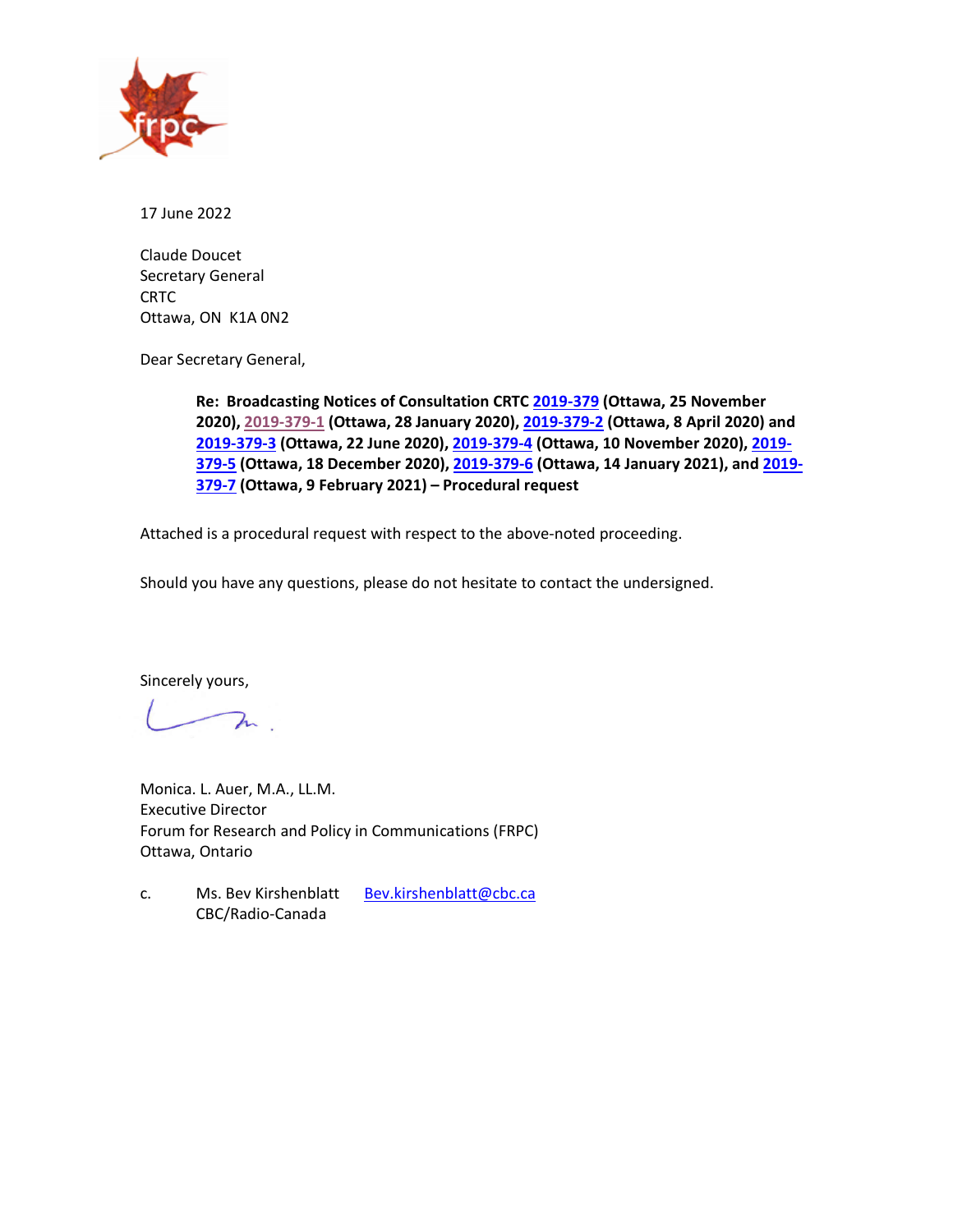17 June 2022

Claude Doucet
Secretary General
CRTC
Ottawa, ON  K1A 0N2

Dear Secretary General,

**Re: Broadcasting Notices of Consultation CRTC 2019-379 (Ottawa, 25 November 2020), 2019-379-1 (Ottawa, 28 January 2020), 2019-379-2 (Ottawa, 8 April 2020) and 2019-379-3 (Ottawa, 22 June 2020), 2019-379-4 (Ottawa, 10 November 2020), 2019-379-5 (Ottawa, 18 December 2020), 2019-379-6 (Ottawa, 14 January 2021), and 2019-379-7 (Ottawa, 9 February 2021) – Procedural request**

Attached is a procedural request with respect to the above-noted proceeding.

Should you have any questions, please do not hesitate to contact the undersigned.

Sincerely yours,

Monica. L. Auer, M.A., LL.M.
Executive Director
Forum for Research and Policy in Communications (FRPC)
Ottawa, Ontario

c. Ms. Bev Kirshenblatt Bev.kirshenblatt@cbc.ca
CBC/Radio-Canada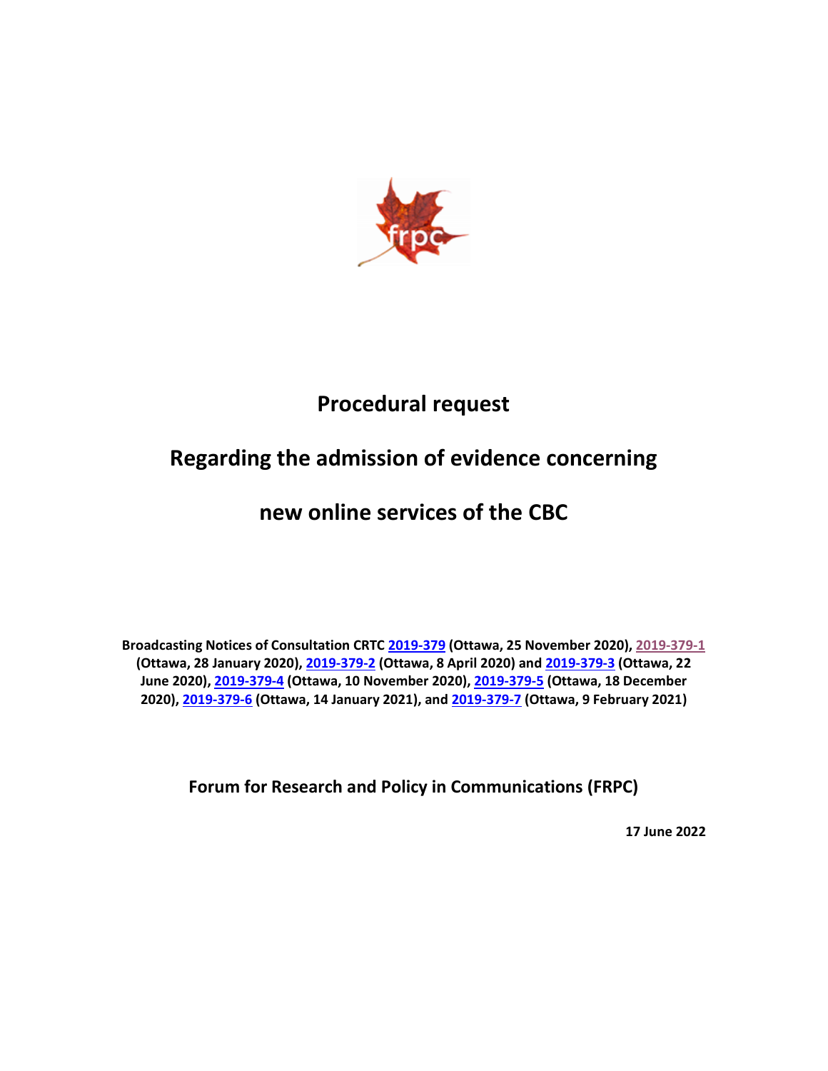# Procedural request

# Regarding the admission of evidence concerning

# new online services of the CBC

**Broadcasting Notices of Consultation CRTC 2019-379 (Ottawa, 25 November 2020), 2019-379-1 (Ottawa, 28 January 2020), 2019-379-2 (Ottawa, 8 April 2020) and 2019-379-3 (Ottawa, 22 June 2020), 2019-379-4 (Ottawa, 10 November 2020), 2019-379-5 (Ottawa, 18 December 2020), 2019-379-6 (Ottawa, 14 January 2021), and 2019-379-7 (Ottawa, 9 February 2021)**

**Forum for Research and Policy in Communications (FRPC)**

**17 June 2022**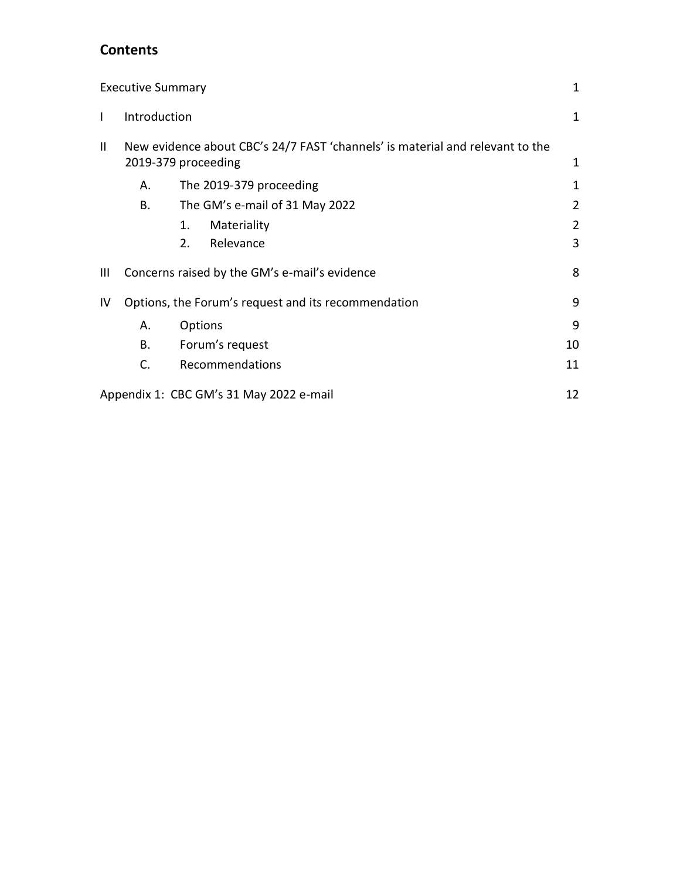## Contents

| | | | | |
|---|---|---|---|---|
| Executive Summary | | | | 1 |
| I | Introduction | | | 1 |
| II | New evidence about CBC's 24/7 FAST 'channels' is material and relevant to the 2019-379 proceeding | | | 1 |
| | A. | The 2019-379 proceeding | | 1 |
| | B. | The GM's e-mail of 31 May 2022 | | 2 |
| | | 1. | Materiality | 2 |
| | | 2. | Relevance | 3 |
| III | Concerns raised by the GM's e-mail's evidence | | | 8 |
| IV | Options, the Forum's request and its recommendation | | | 9 |
| | A. | Options | | 9 |
| | B. | Forum's request | | 10 |
| | C. | Recommendations | | 11 |
| Appendix 1: CBC GM's 31 May 2022 e-mail | | | | 12 |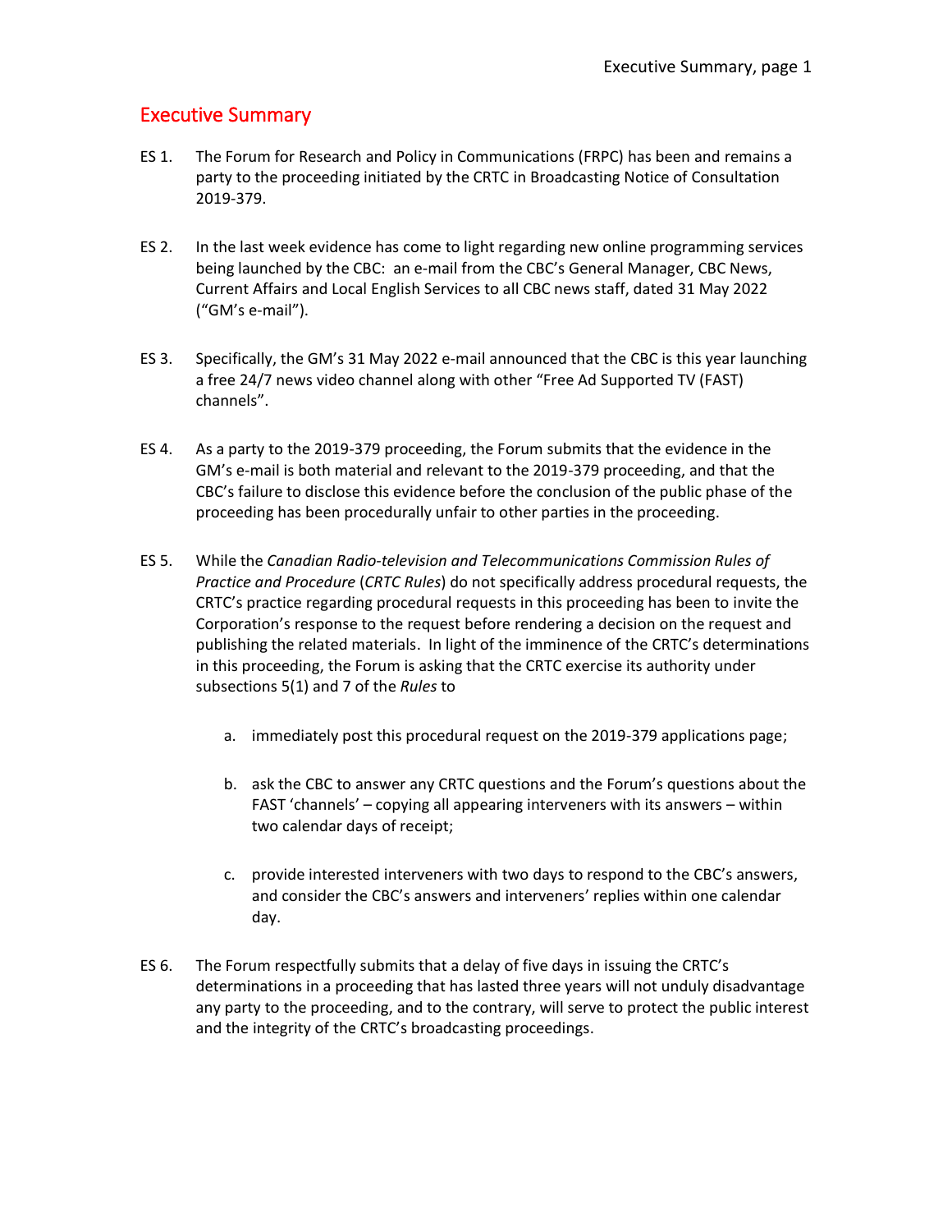## Executive Summary

ES 1. The Forum for Research and Policy in Communications (FRPC) has been and remains a party to the proceeding initiated by the CRTC in Broadcasting Notice of Consultation 2019-379.

ES 2. In the last week evidence has come to light regarding new online programming services being launched by the CBC: an e-mail from the CBC's General Manager, CBC News, Current Affairs and Local English Services to all CBC news staff, dated 31 May 2022 ("GM's e-mail").

ES 3. Specifically, the GM's 31 May 2022 e-mail announced that the CBC is this year launching a free 24/7 news video channel along with other "Free Ad Supported TV (FAST) channels".

ES 4. As a party to the 2019-379 proceeding, the Forum submits that the evidence in the GM's e-mail is both material and relevant to the 2019-379 proceeding, and that the CBC's failure to disclose this evidence before the conclusion of the public phase of the proceeding has been procedurally unfair to other parties in the proceeding.

ES 5. While the *Canadian Radio-television and Telecommunications Commission Rules of Practice and Procedure* (*CRTC Rules*) do not specifically address procedural requests, the CRTC's practice regarding procedural requests in this proceeding has been to invite the Corporation's response to the request before rendering a decision on the request and publishing the related materials. In light of the imminence of the CRTC's determinations in this proceeding, the Forum is asking that the CRTC exercise its authority under subsections 5(1) and 7 of the *Rules* to

a. immediately post this procedural request on the 2019-379 applications page;

b. ask the CBC to answer any CRTC questions and the Forum's questions about the FAST 'channels' – copying all appearing interveners with its answers – within two calendar days of receipt;

c. provide interested interveners with two days to respond to the CBC's answers, and consider the CBC's answers and interveners' replies within one calendar day.

ES 6. The Forum respectfully submits that a delay of five days in issuing the CRTC's determinations in a proceeding that has lasted three years will not unduly disadvantage any party to the proceeding, and to the contrary, will serve to protect the public interest and the integrity of the CRTC's broadcasting proceedings.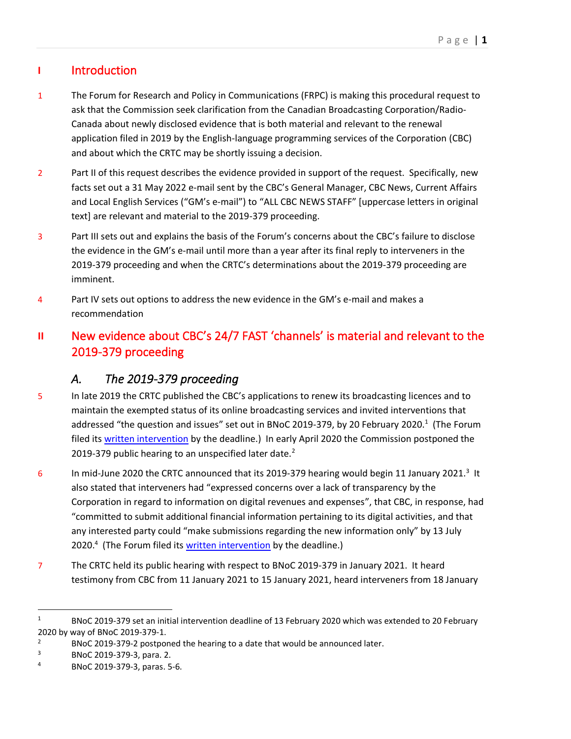# I Introduction

1 The Forum for Research and Policy in Communications (FRPC) is making this procedural request to ask that the Commission seek clarification from the Canadian Broadcasting Corporation/Radio-Canada about newly disclosed evidence that is both material and relevant to the renewal application filed in 2019 by the English-language programming services of the Corporation (CBC) and about which the CRTC may be shortly issuing a decision.

2 Part II of this request describes the evidence provided in support of the request. Specifically, new facts set out a 31 May 2022 e-mail sent by the CBC's General Manager, CBC News, Current Affairs and Local English Services ("GM's e-mail") to "ALL CBC NEWS STAFF" [uppercase letters in original text] are relevant and material to the 2019-379 proceeding.

3 Part III sets out and explains the basis of the Forum's concerns about the CBC's failure to disclose the evidence in the GM's e-mail until more than a year after its final reply to interveners in the 2019-379 proceeding and when the CRTC's determinations about the 2019-379 proceeding are imminent.

4 Part IV sets out options to address the new evidence in the GM's e-mail and makes a recommendation

# II New evidence about CBC's 24/7 FAST 'channels' is material and relevant to the 2019-379 proceeding

## *A. The 2019-379 proceeding*

5 In late 2019 the CRTC published the CBC's applications to renew its broadcasting licences and to maintain the exempted status of its online broadcasting services and invited interventions that addressed "the question and issues" set out in BNoC 2019-379, by 20 February 2020.[1] (The Forum filed its written intervention by the deadline.) In early April 2020 the Commission postponed the 2019-379 public hearing to an unspecified later date.[2]

6 In mid-June 2020 the CRTC announced that its 2019-379 hearing would begin 11 January 2021.[3] It also stated that interveners had "expressed concerns over a lack of transparency by the Corporation in regard to information on digital revenues and expenses", that CBC, in response, had "committed to submit additional financial information pertaining to its digital activities, and that any interested party could "make submissions regarding the new information only" by 13 July 2020.[4] (The Forum filed its written intervention by the deadline.)

7 The CRTC held its public hearing with respect to BNoC 2019-379 in January 2021. It heard testimony from CBC from 11 January 2021 to 15 January 2021, heard interveners from 18 January

---

[1] BNoC 2019-379 set an initial intervention deadline of 13 February 2020 which was extended to 20 February 2020 by way of BNoC 2019-379-1.

[2] BNoC 2019-379-2 postponed the hearing to a date that would be announced later.

[3] BNoC 2019-379-3, para. 2.

[4] BNoC 2019-379-3, paras. 5-6.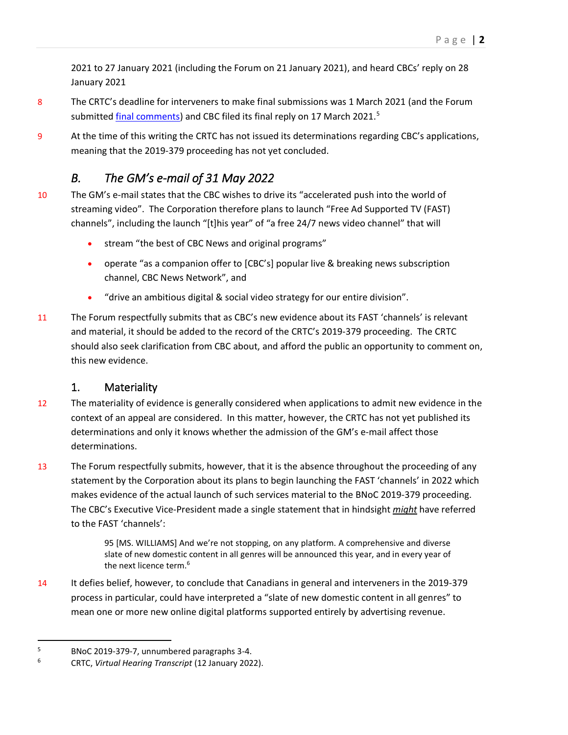2021 to 27 January 2021 (including the Forum on 21 January 2021), and heard CBCs' reply on 28 January 2021

8 The CRTC's deadline for interveners to make final submissions was 1 March 2021 (and the Forum submitted final comments) and CBC filed its final reply on 17 March 2021.[5]

9 At the time of this writing the CRTC has not issued its determinations regarding CBC's applications, meaning that the 2019-379 proceeding has not yet concluded.

## B. *The GM's e-mail of 31 May 2022*

10 The GM's e-mail states that the CBC wishes to drive its "accelerated push into the world of streaming video". The Corporation therefore plans to launch "Free Ad Supported TV (FAST) channels", including the launch "[t]his year" of "a free 24/7 news video channel" that will

- stream "the best of CBC News and original programs"
- operate "as a companion offer to [CBC's] popular live & breaking news subscription channel, CBC News Network", and
- "drive an ambitious digital & social video strategy for our entire division".

11 The Forum respectfully submits that as CBC's new evidence about its FAST 'channels' is relevant and material, it should be added to the record of the CRTC's 2019-379 proceeding. The CRTC should also seek clarification from CBC about, and afford the public an opportunity to comment on, this new evidence.

### 1. Materiality

12 The materiality of evidence is generally considered when applications to admit new evidence in the context of an appeal are considered. In this matter, however, the CRTC has not yet published its determinations and only it knows whether the admission of the GM's e-mail affect those determinations.

13 The Forum respectfully submits, however, that it is the absence throughout the proceeding of any statement by the Corporation about its plans to begin launching the FAST 'channels' in 2022 which makes evidence of the actual launch of such services material to the BNoC 2019-379 proceeding. The CBC's Executive Vice-President made a single statement that in hindsight ***might*** have referred to the FAST 'channels':

> 95 [MS. WILLIAMS] And we're not stopping, on any platform. A comprehensive and diverse slate of new domestic content in all genres will be announced this year, and in every year of the next licence term.[6]

14 It defies belief, however, to conclude that Canadians in general and interveners in the 2019-379 process in particular, could have interpreted a "slate of new domestic content in all genres" to mean one or more new online digital platforms supported entirely by advertising revenue.

---

[5] BNoC 2019-379-7, unnumbered paragraphs 3-4.

[6] CRTC, *Virtual Hearing Transcript* (12 January 2022).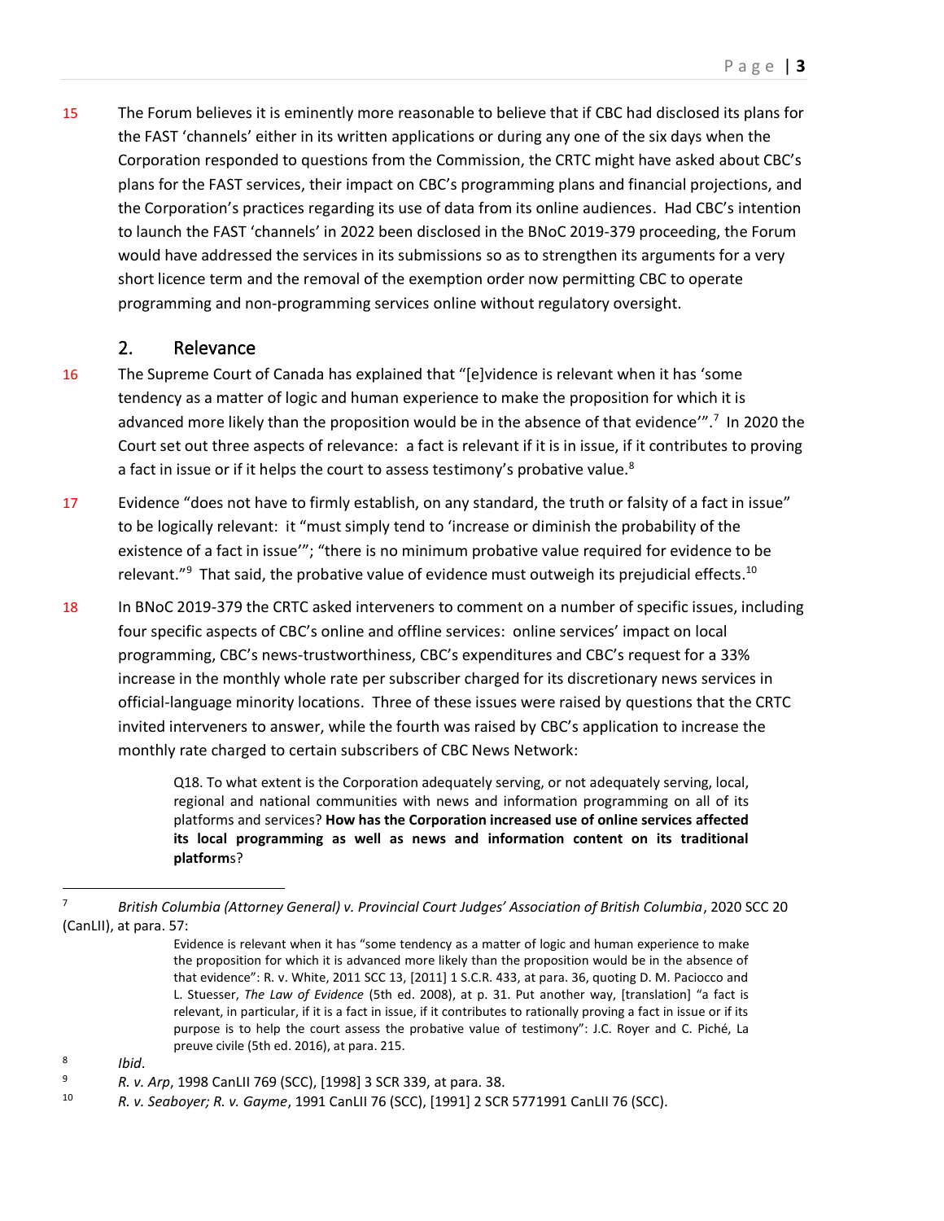15 The Forum believes it is eminently more reasonable to believe that if CBC had disclosed its plans for the FAST 'channels' either in its written applications or during any one of the six days when the Corporation responded to questions from the Commission, the CRTC might have asked about CBC's plans for the FAST services, their impact on CBC's programming plans and financial projections, and the Corporation's practices regarding its use of data from its online audiences. Had CBC's intention to launch the FAST 'channels' in 2022 been disclosed in the BNoC 2019-379 proceeding, the Forum would have addressed the services in its submissions so as to strengthen its arguments for a very short licence term and the removal of the exemption order now permitting CBC to operate programming and non-programming services online without regulatory oversight.

## 2. Relevance

16 The Supreme Court of Canada has explained that "[e]vidence is relevant when it has 'some tendency as a matter of logic and human experience to make the proposition for which it is advanced more likely than the proposition would be in the absence of that evidence'".[7] In 2020 the Court set out three aspects of relevance: a fact is relevant if it is in issue, if it contributes to proving a fact in issue or if it helps the court to assess testimony's probative value.[8]

17 Evidence "does not have to firmly establish, on any standard, the truth or falsity of a fact in issue" to be logically relevant: it "must simply tend to 'increase or diminish the probability of the existence of a fact in issue'"; "there is no minimum probative value required for evidence to be relevant."[9] That said, the probative value of evidence must outweigh its prejudicial effects.[10]

18 In BNoC 2019-379 the CRTC asked interveners to comment on a number of specific issues, including four specific aspects of CBC's online and offline services: online services' impact on local programming, CBC's news-trustworthiness, CBC's expenditures and CBC's request for a 33% increase in the monthly whole rate per subscriber charged for its discretionary news services in official-language minority locations. Three of these issues were raised by questions that the CRTC invited interveners to answer, while the fourth was raised by CBC's application to increase the monthly rate charged to certain subscribers of CBC News Network:

> Q18. To what extent is the Corporation adequately serving, or not adequately serving, local, regional and national communities with news and information programming on all of its platforms and services? **How has the Corporation increased use of online services affected its local programming as well as news and information content on its traditional platform**s?

---

[7] *British Columbia (Attorney General) v. Provincial Court Judges' Association of British Columbia*, 2020 SCC 20 (CanLII), at para. 57:

> Evidence is relevant when it has "some tendency as a matter of logic and human experience to make the proposition for which it is advanced more likely than the proposition would be in the absence of that evidence": R. v. White, 2011 SCC 13, [2011] 1 S.C.R. 433, at para. 36, quoting D. M. Paciocco and L. Stuesser, *The Law of Evidence* (5th ed. 2008), at p. 31. Put another way, [translation] "a fact is relevant, in particular, if it is a fact in issue, if it contributes to rationally proving a fact in issue or if its purpose is to help the court assess the probative value of testimony": J.C. Royer and C. Piché, La preuve civile (5th ed. 2016), at para. 215.

[8] *Ibid*.

[9] *R. v. Arp*, 1998 CanLII 769 (SCC), [1998] 3 SCR 339, at para. 38.

[10] *R. v. Seaboyer; R. v. Gayme*, 1991 CanLII 76 (SCC), [1991] 2 SCR 5771991 CanLII 76 (SCC).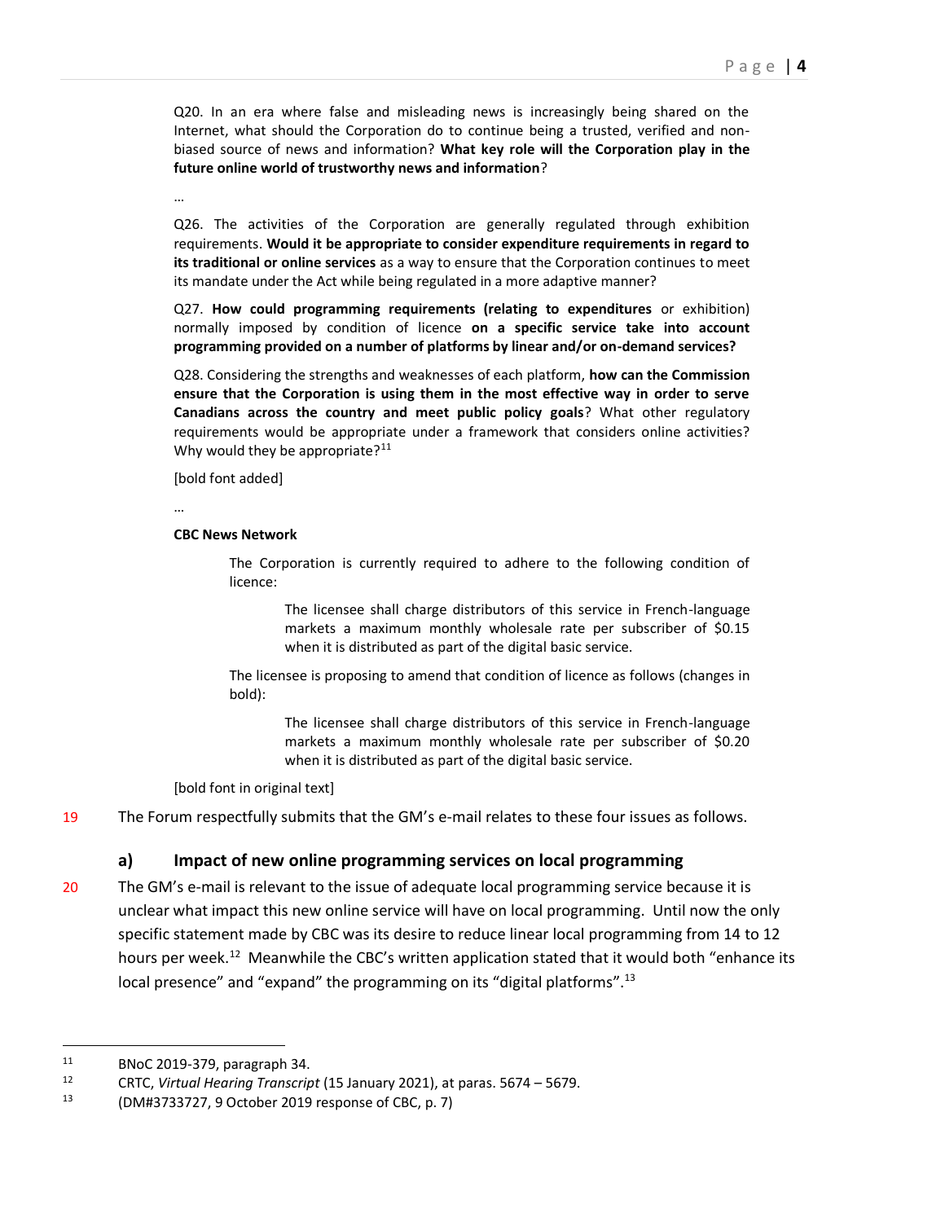Q20. In an era where false and misleading news is increasingly being shared on the Internet, what should the Corporation do to continue being a trusted, verified and non-biased source of news and information? **What key role will the Corporation play in the future online world of trustworthy news and information**?

…

Q26. The activities of the Corporation are generally regulated through exhibition requirements. **Would it be appropriate to consider expenditure requirements in regard to its traditional or online services** as a way to ensure that the Corporation continues to meet its mandate under the Act while being regulated in a more adaptive manner?

Q27. **How could programming requirements (relating to expenditures** or exhibition) normally imposed by condition of licence **on a specific service take into account programming provided on a number of platforms by linear and/or on-demand services?**

Q28. Considering the strengths and weaknesses of each platform, **how can the Commission ensure that the Corporation is using them in the most effective way in order to serve Canadians across the country and meet public policy goals**? What other regulatory requirements would be appropriate under a framework that considers online activities? Why would they be appropriate?[11]

[bold font added]

…

**CBC News Network**

> The Corporation is currently required to adhere to the following condition of licence:
>
> > The licensee shall charge distributors of this service in French-language markets a maximum monthly wholesale rate per subscriber of $0.15 when it is distributed as part of the digital basic service.
>
> The licensee is proposing to amend that condition of licence as follows (changes in bold):
>
> > The licensee shall charge distributors of this service in French-language markets a maximum monthly wholesale rate per subscriber of $0.20 when it is distributed as part of the digital basic service.

[bold font in original text]

19 The Forum respectfully submits that the GM's e-mail relates to these four issues as follows.

### a) Impact of new online programming services on local programming

20 The GM's e-mail is relevant to the issue of adequate local programming service because it is unclear what impact this new online service will have on local programming. Until now the only specific statement made by CBC was its desire to reduce linear local programming from 14 to 12 hours per week.[12] Meanwhile the CBC's written application stated that it would both "enhance its local presence" and "expand" the programming on its "digital platforms".[13]

---

11 BNoC 2019-379, paragraph 34.

12 CRTC, *Virtual Hearing Transcript* (15 January 2021), at paras. 5674 – 5679.

13 (DM#3733727, 9 October 2019 response of CBC, p. 7)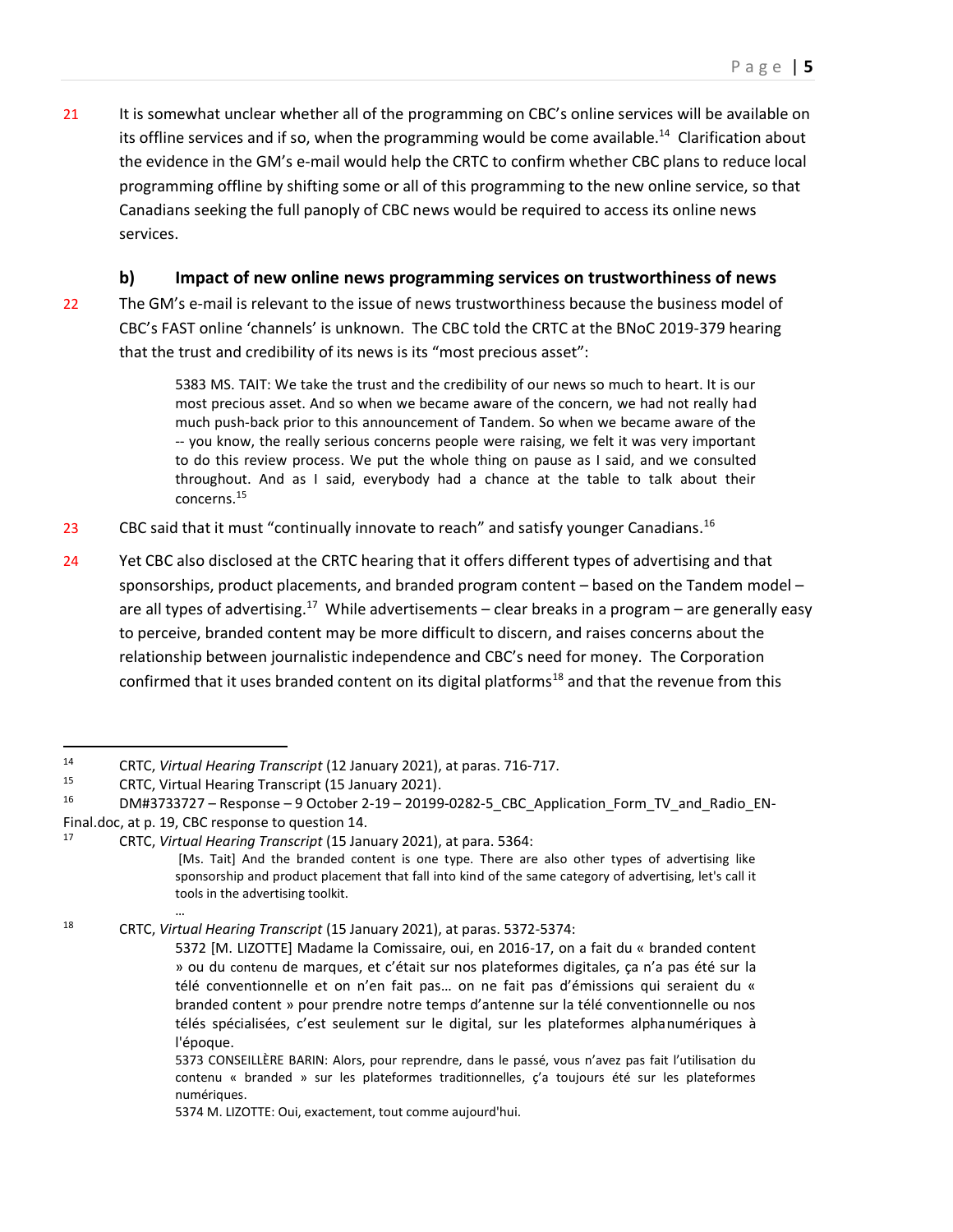21 It is somewhat unclear whether all of the programming on CBC's online services will be available on its offline services and if so, when the programming would be come available.[14] Clarification about the evidence in the GM's e-mail would help the CRTC to confirm whether CBC plans to reduce local programming offline by shifting some or all of this programming to the new online service, so that Canadians seeking the full panoply of CBC news would be required to access its online news services.

### b) Impact of new online news programming services on trustworthiness of news

22 The GM's e-mail is relevant to the issue of news trustworthiness because the business model of CBC's FAST online 'channels' is unknown. The CBC told the CRTC at the BNoC 2019-379 hearing that the trust and credibility of its news is its "most precious asset":

> 5383 MS. TAIT: We take the trust and the credibility of our news so much to heart. It is our most precious asset. And so when we became aware of the concern, we had not really had much push-back prior to this announcement of Tandem. So when we became aware of the -- you know, the really serious concerns people were raising, we felt it was very important to do this review process. We put the whole thing on pause as I said, and we consulted throughout. And as I said, everybody had a chance at the table to talk about their concerns.[15]

23 CBC said that it must "continually innovate to reach" and satisfy younger Canadians.[16]

24 Yet CBC also disclosed at the CRTC hearing that it offers different types of advertising and that sponsorships, product placements, and branded program content – based on the Tandem model – are all types of advertising.[17] While advertisements – clear breaks in a program – are generally easy to perceive, branded content may be more difficult to discern, and raises concerns about the relationship between journalistic independence and CBC's need for money. The Corporation confirmed that it uses branded content on its digital platforms[18] and that the revenue from this

---

[14] CRTC, *Virtual Hearing Transcript* (12 January 2021), at paras. 716-717.

[15] CRTC, Virtual Hearing Transcript (15 January 2021).

[16] DM#3733727 – Response – 9 October 2-19 – 20199-0282-5_CBC_Application_Form_TV_and_Radio_EN-Final.doc, at p. 19, CBC response to question 14.

[17] CRTC, *Virtual Hearing Transcript* (15 January 2021), at para. 5364:

> [Ms. Tait] And the branded content is one type. There are also other types of advertising like sponsorship and product placement that fall into kind of the same category of advertising, let's call it tools in the advertising toolkit.
>
> …

[18] CRTC, *Virtual Hearing Transcript* (15 January 2021), at paras. 5372-5374:

> 5372 [M. LIZOTTE] Madame la Comissaire, oui, en 2016-17, on a fait du « branded content » ou du contenu de marques, et c'était sur nos plateformes digitales, ça n'a pas été sur la télé conventionnelle et on n'en fait pas… on ne fait pas d'émissions qui seraient du « branded content » pour prendre notre temps d'antenne sur la télé conventionnelle ou nos télés spécialisées, c'est seulement sur le digital, sur les plateformes alphanumériques à l'époque.
>
> 5373 CONSEILLÈRE BARIN: Alors, pour reprendre, dans le passé, vous n'avez pas fait l'utilisation du contenu « branded » sur les plateformes traditionnelles, ç'a toujours été sur les plateformes numériques.
>
> 5374 M. LIZOTTE: Oui, exactement, tout comme aujourd'hui.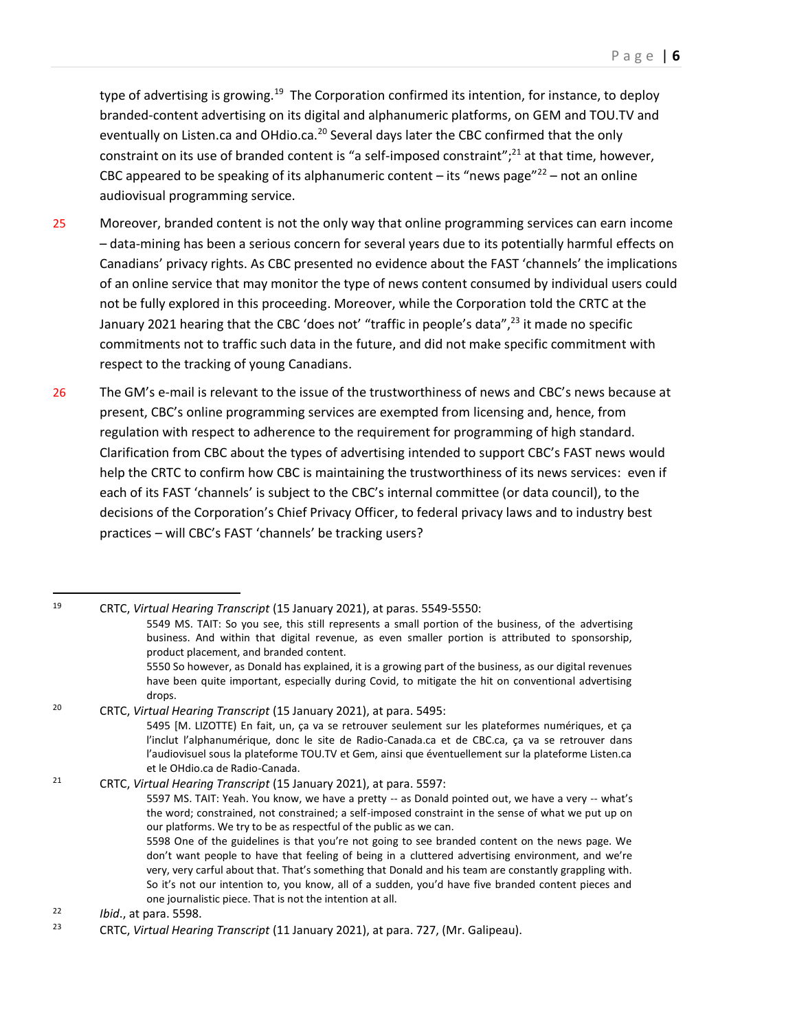type of advertising is growing.[19] The Corporation confirmed its intention, for instance, to deploy branded-content advertising on its digital and alphanumeric platforms, on GEM and TOU.TV and eventually on Listen.ca and OHdio.ca.[20] Several days later the CBC confirmed that the only constraint on its use of branded content is "a self-imposed constraint";[21] at that time, however, CBC appeared to be speaking of its alphanumeric content – its "news page"[22] – not an online audiovisual programming service.

25 Moreover, branded content is not the only way that online programming services can earn income – data-mining has been a serious concern for several years due to its potentially harmful effects on Canadians' privacy rights. As CBC presented no evidence about the FAST 'channels' the implications of an online service that may monitor the type of news content consumed by individual users could not be fully explored in this proceeding. Moreover, while the Corporation told the CRTC at the January 2021 hearing that the CBC 'does not' "traffic in people's data",[23] it made no specific commitments not to traffic such data in the future, and did not make specific commitment with respect to the tracking of young Canadians.

26 The GM's e-mail is relevant to the issue of the trustworthiness of news and CBC's news because at present, CBC's online programming services are exempted from licensing and, hence, from regulation with respect to adherence to the requirement for programming of high standard. Clarification from CBC about the types of advertising intended to support CBC's FAST news would help the CRTC to confirm how CBC is maintaining the trustworthiness of its news services: even if each of its FAST 'channels' is subject to the CBC's internal committee (or data council), to the decisions of the Corporation's Chief Privacy Officer, to federal privacy laws and to industry best practices – will CBC's FAST 'channels' be tracking users?

---

[19] CRTC, *Virtual Hearing Transcript* (15 January 2021), at paras. 5549-5550:

> 5549 MS. TAIT: So you see, this still represents a small portion of the business, of the advertising business. And within that digital revenue, as even smaller portion is attributed to sponsorship, product placement, and branded content.
>
> 5550 So however, as Donald has explained, it is a growing part of the business, as our digital revenues have been quite important, especially during Covid, to mitigate the hit on conventional advertising drops.

[20] CRTC, *Virtual Hearing Transcript* (15 January 2021), at para. 5495:

> 5495 [M. LIZOTTE] En fait, un, ça va se retrouver seulement sur les plateformes numériques, et ça l'inclut l'alphanumérique, donc le site de Radio-Canada.ca et de CBC.ca, ça va se retrouver dans l'audiovisuel sous la plateforme TOU.TV et Gem, ainsi que éventuellement sur la plateforme Listen.ca et le OHdio.ca de Radio-Canada.

[21] CRTC, *Virtual Hearing Transcript* (15 January 2021), at para. 5597:

> 5597 MS. TAIT: Yeah. You know, we have a pretty -- as Donald pointed out, we have a very -- what's the word; constrained, not constrained; a self-imposed constraint in the sense of what we put up on our platforms. We try to be as respectful of the public as we can.
>
> 5598 One of the guidelines is that you're not going to see branded content on the news page. We don't want people to have that feeling of being in a cluttered advertising environment, and we're very, very carful about that. That's something that Donald and his team are constantly grappling with. So it's not our intention to, you know, all of a sudden, you'd have five branded content pieces and one journalistic piece. That is not the intention at all.

[22] *Ibid*., at para. 5598.

[23] CRTC, *Virtual Hearing Transcript* (11 January 2021), at para. 727, (Mr. Galipeau).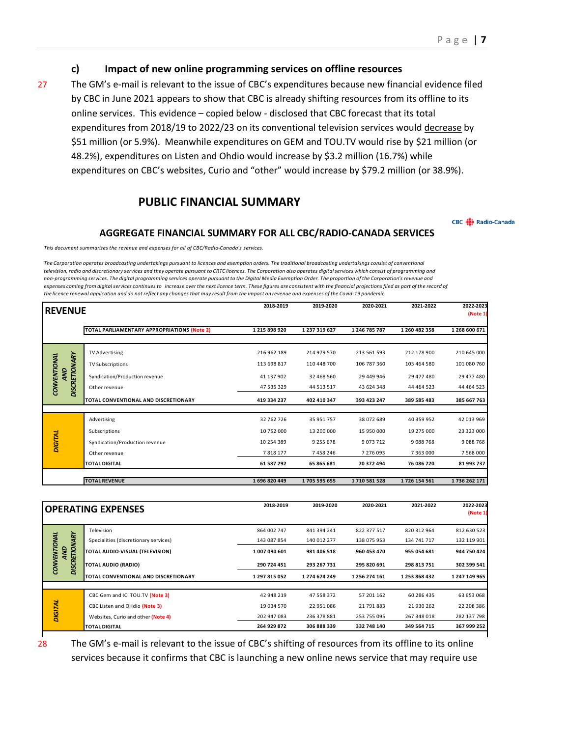### c) Impact of new online programming services on offline resources

27 The GM's e-mail is relevant to the issue of CBC's expenditures because new financial evidence filed by CBC in June 2021 appears to show that CBC is already shifting resources from its offline to its online services. This evidence – copied below - disclosed that CBC forecast that its total expenditures from 2018/19 to 2022/23 on its conventional television services would decrease by \$51 million (or 5.9%). Meanwhile expenditures on GEM and TOU.TV would rise by \$21 million (or 48.2%), expenditures on Listen and Ohdio would increase by \$3.2 million (16.7%) while expenditures on CBC's websites, Curio and "other" would increase by \$79.2 million (or 38.9%).

## PUBLIC FINANCIAL SUMMARY

CBC Radio-Canada

### AGGREGATE FINANCIAL SUMMARY FOR ALL CBC/RADIO-CANADA SERVICES

*This document summarizes the revenue and expenses for all of CBC/Radio-Canada's services.*

*The Corporation operates broadcasting undertakings pursuant to licences and exemption orders. The traditional broadcasting undertakings consist of conventional television, radio and discretionary services and they operate pursuant to CRTC licences. The Corporation also operates digital services which consist of programming and non-programming services. The digital programming services operate pursuant to the Digital Media Exemption Order. The proportion of the Corporation's revenue and expenses coming from digital services continues to increase over the next licence term. These figures are consistent with the financial projections filed as part of the record of the licence renewal application and do not reflect any changes that may result from the impact on revenue and expenses of the Covid-19 pandemic.*

| REVENUE | | 2018-2019 | 2019-2020 | 2020-2021 | 2021-2022 | 2022-2023 (Note 1) |
|---|---|---|---|---|---|---|
| | **TOTAL PARLIAMENTARY APPROPRIATIONS (Note 2)** | **1 215 898 920** | **1 237 319 627** | **1 246 785 787** | **1 260 482 358** | **1 268 600 671** |
| *CONVENTIONAL AND DISCRETIONARY* | TV Advertising | 216 962 189 | 214 979 570 | 213 561 593 | 212 178 900 | 210 645 000 |
| | TV Subscriptions | 113 698 817 | 110 448 700 | 106 787 360 | 103 464 580 | 101 080 760 |
| | Syndication/Production revenue | 41 137 902 | 32 468 560 | 29 449 946 | 29 477 480 | 29 477 480 |
| | Other revenue | 47 535 329 | 44 513 517 | 43 624 348 | 44 464 523 | 44 464 523 |
| | **TOTAL CONVENTIONAL AND DISCRETIONARY** | **419 334 237** | **402 410 347** | **393 423 247** | **389 585 483** | **385 667 763** |
| *DIGITAL* | Advertising | 32 762 726 | 35 951 757 | 38 072 689 | 40 359 952 | 42 013 969 |
| | Subscriptions | 10 752 000 | 13 200 000 | 15 950 000 | 19 275 000 | 23 323 000 |
| | Syndication/Production revenue | 10 254 389 | 9 255 678 | 9 073 712 | 9 088 768 | 9 088 768 |
| | Other revenue | 7 818 177 | 7 458 246 | 7 276 093 | 7 363 000 | 7 568 000 |
| | **TOTAL DIGITAL** | **61 587 292** | **65 865 681** | **70 372 494** | **76 086 720** | **81 993 737** |
| | **TOTAL REVENUE** | **1 696 820 449** | **1 705 595 655** | **1 710 581 528** | **1 726 154 561** | **1 736 262 171** |

| OPERATING EXPENSES | | 2018-2019 | 2019-2020 | 2020-2021 | 2021-2022 | 2022-2023 (Note 1) |
|---|---|---|---|---|---|---|
| *CONVENTIONAL AND DISCRETIONARY* | Television | 864 002 747 | 841 394 241 | 822 377 517 | 820 312 964 | 812 630 523 |
| | Specialities (discretionary services) | 143 087 854 | 140 012 277 | 138 075 953 | 134 741 717 | 132 119 901 |
| | **TOTAL AUDIO-VISUAL (TELEVISION)** | **1 007 090 601** | **981 406 518** | **960 453 470** | **955 054 681** | **944 750 424** |
| | **TOTAL AUDIO (RADIO)** | **290 724 451** | **293 267 731** | **295 820 691** | **298 813 751** | **302 399 541** |
| | **TOTAL CONVENTIONAL AND DISCRETIONARY** | **1 297 815 052** | **1 274 674 249** | **1 256 274 161** | **1 253 868 432** | **1 247 149 965** |
| *DIGITAL* | CBC Gem and ICI TOU.TV (Note 3) | 42 948 219 | 47 558 372 | 57 201 162 | 60 286 435 | 63 653 068 |
| | CBC Listen and OHdio (Note 3) | 19 034 570 | 22 951 086 | 21 791 883 | 21 930 262 | 22 208 386 |
| | Websites, Curio and other (Note 4) | 202 947 083 | 236 378 881 | 253 755 095 | 267 348 018 | 282 137 798 |
| | **TOTAL DIGITAL** | **264 929 872** | **306 888 339** | **332 748 140** | **349 564 715** | **367 999 252** |

28 The GM's e-mail is relevant to the issue of CBC's shifting of resources from its offline to its online services because it confirms that CBC is launching a new online news service that may require use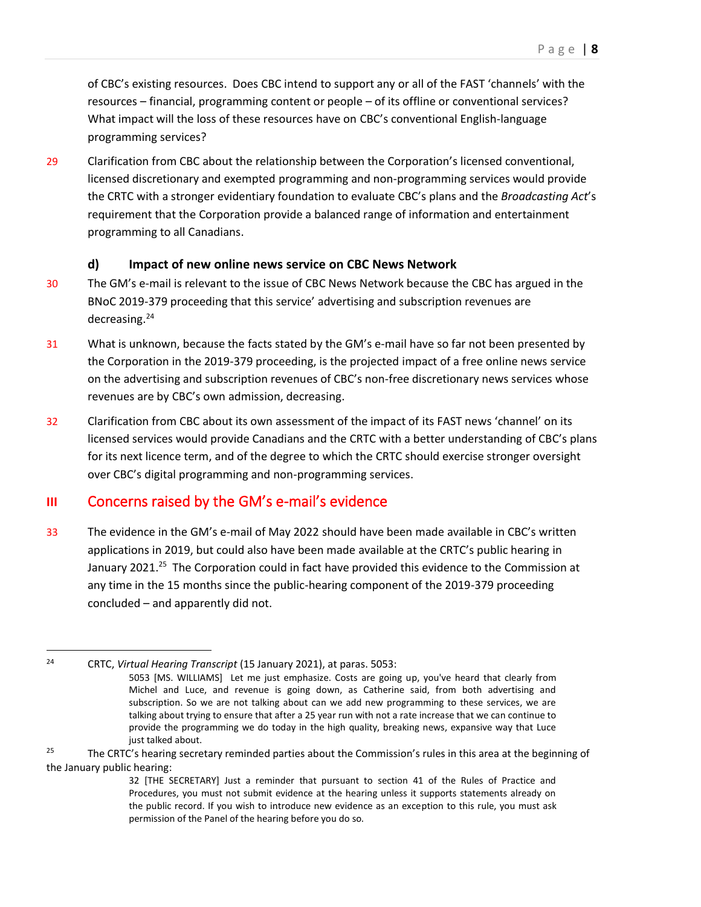of CBC's existing resources. Does CBC intend to support any or all of the FAST 'channels' with the resources – financial, programming content or people – of its offline or conventional services? What impact will the loss of these resources have on CBC's conventional English-language programming services?

29 Clarification from CBC about the relationship between the Corporation's licensed conventional, licensed discretionary and exempted programming and non-programming services would provide the CRTC with a stronger evidentiary foundation to evaluate CBC's plans and the *Broadcasting Act*'s requirement that the Corporation provide a balanced range of information and entertainment programming to all Canadians.

#### d) Impact of new online news service on CBC News Network

30 The GM's e-mail is relevant to the issue of CBC News Network because the CBC has argued in the BNoC 2019-379 proceeding that this service' advertising and subscription revenues are decreasing.[24]

31 What is unknown, because the facts stated by the GM's e-mail have so far not been presented by the Corporation in the 2019-379 proceeding, is the projected impact of a free online news service on the advertising and subscription revenues of CBC's non-free discretionary news services whose revenues are by CBC's own admission, decreasing.

32 Clarification from CBC about its own assessment of the impact of its FAST news 'channel' on its licensed services would provide Canadians and the CRTC with a better understanding of CBC's plans for its next licence term, and of the degree to which the CRTC should exercise stronger oversight over CBC's digital programming and non-programming services.

## III Concerns raised by the GM's e-mail's evidence

33 The evidence in the GM's e-mail of May 2022 should have been made available in CBC's written applications in 2019, but could also have been made available at the CRTC's public hearing in January 2021.[25] The Corporation could in fact have provided this evidence to the Commission at any time in the 15 months since the public-hearing component of the 2019-379 proceeding concluded – and apparently did not.

---

[24] CRTC, *Virtual Hearing Transcript* (15 January 2021), at paras. 5053:

> 5053 [MS. WILLIAMS] Let me just emphasize. Costs are going up, you've heard that clearly from Michel and Luce, and revenue is going down, as Catherine said, from both advertising and subscription. So we are not talking about can we add new programming to these services, we are talking about trying to ensure that after a 25 year run with not a rate increase that we can continue to provide the programming we do today in the high quality, breaking news, expansive way that Luce just talked about.

[25] The CRTC's hearing secretary reminded parties about the Commission's rules in this area at the beginning of the January public hearing:

> 32 [THE SECRETARY] Just a reminder that pursuant to section 41 of the Rules of Practice and Procedures, you must not submit evidence at the hearing unless it supports statements already on the public record. If you wish to introduce new evidence as an exception to this rule, you must ask permission of the Panel of the hearing before you do so.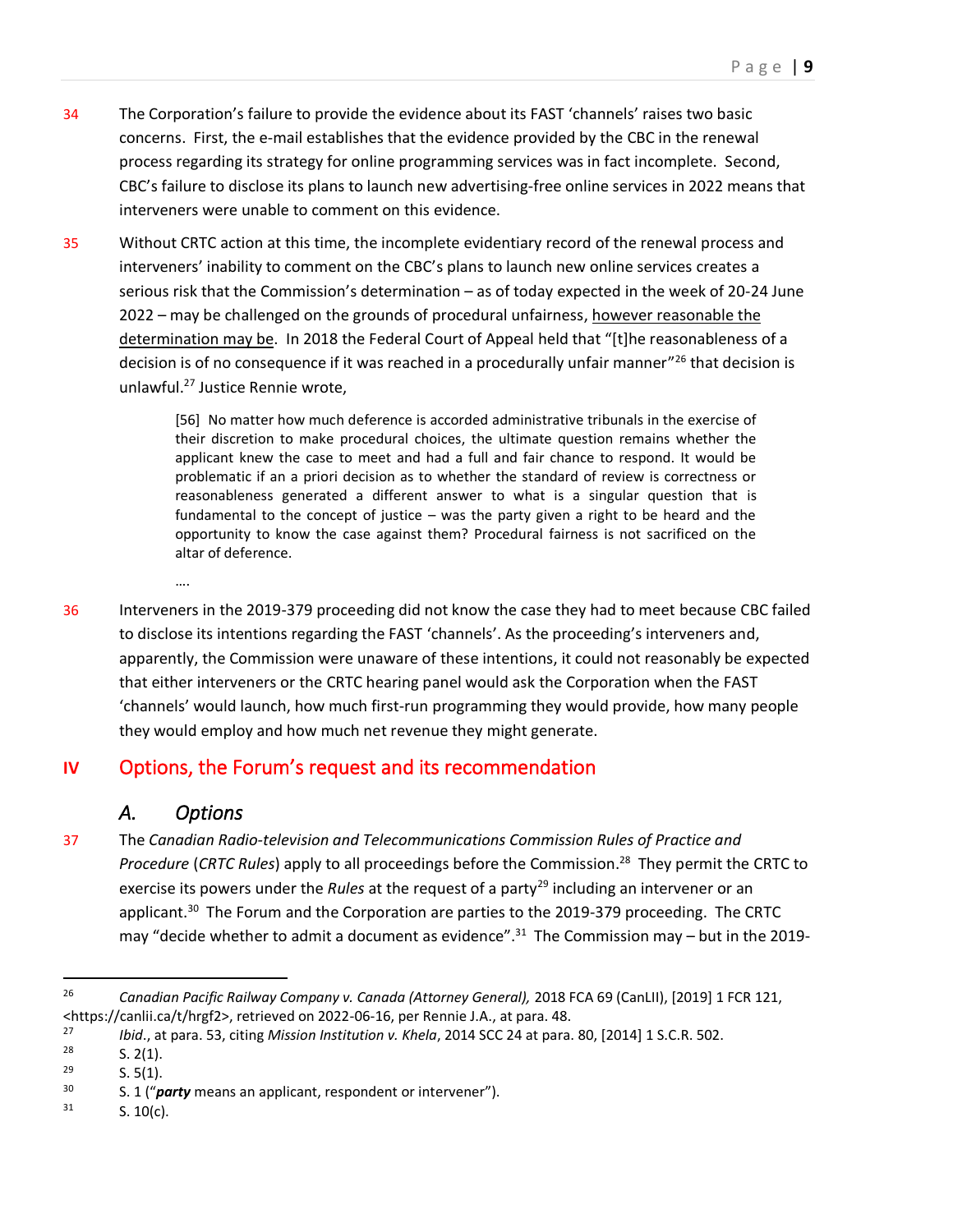34 The Corporation's failure to provide the evidence about its FAST 'channels' raises two basic concerns. First, the e-mail establishes that the evidence provided by the CBC in the renewal process regarding its strategy for online programming services was in fact incomplete. Second, CBC's failure to disclose its plans to launch new advertising-free online services in 2022 means that interveners were unable to comment on this evidence.

35 Without CRTC action at this time, the incomplete evidentiary record of the renewal process and interveners' inability to comment on the CBC's plans to launch new online services creates a serious risk that the Commission's determination – as of today expected in the week of 20-24 June 2022 – may be challenged on the grounds of procedural unfairness, <u>however reasonable the determination may be</u>. In 2018 the Federal Court of Appeal held that "[t]he reasonableness of a decision is of no consequence if it was reached in a procedurally unfair manner"[26] that decision is unlawful.[27] Justice Rennie wrote,

> [56] No matter how much deference is accorded administrative tribunals in the exercise of their discretion to make procedural choices, the ultimate question remains whether the applicant knew the case to meet and had a full and fair chance to respond. It would be problematic if an a priori decision as to whether the standard of review is correctness or reasonableness generated a different answer to what is a singular question that is fundamental to the concept of justice – was the party given a right to be heard and the opportunity to know the case against them? Procedural fairness is not sacrificed on the altar of deference.
>
> ….

36 Interveners in the 2019-379 proceeding did not know the case they had to meet because CBC failed to disclose its intentions regarding the FAST 'channels'. As the proceeding's interveners and, apparently, the Commission were unaware of these intentions, it could not reasonably be expected that either interveners or the CRTC hearing panel would ask the Corporation when the FAST 'channels' would launch, how much first-run programming they would provide, how many people they would employ and how much net revenue they might generate.

## IV Options, the Forum's request and its recommendation

### *A. Options*

37 The *Canadian Radio-television and Telecommunications Commission Rules of Practice and Procedure* (*CRTC Rules*) apply to all proceedings before the Commission.[28] They permit the CRTC to exercise its powers under the *Rules* at the request of a party[29] including an intervener or an applicant.[30] The Forum and the Corporation are parties to the 2019-379 proceeding. The CRTC may "decide whether to admit a document as evidence".[31] The Commission may – but in the 2019-

---

[26] *Canadian Pacific Railway Company v. Canada (Attorney General),* 2018 FCA 69 (CanLII), [2019] 1 FCR 121, <https://canlii.ca/t/hrgf2>, retrieved on 2022-06-16, per Rennie J.A., at para. 48.

[27] *Ibid*., at para. 53, citing *Mission Institution v. Khela*, 2014 SCC 24 at para. 80, [2014] 1 S.C.R. 502.

[28] S. 2(1).

[29] S. 5(1).

[30] S. 1 ("***party*** means an applicant, respondent or intervener").

[31] S. 10(c).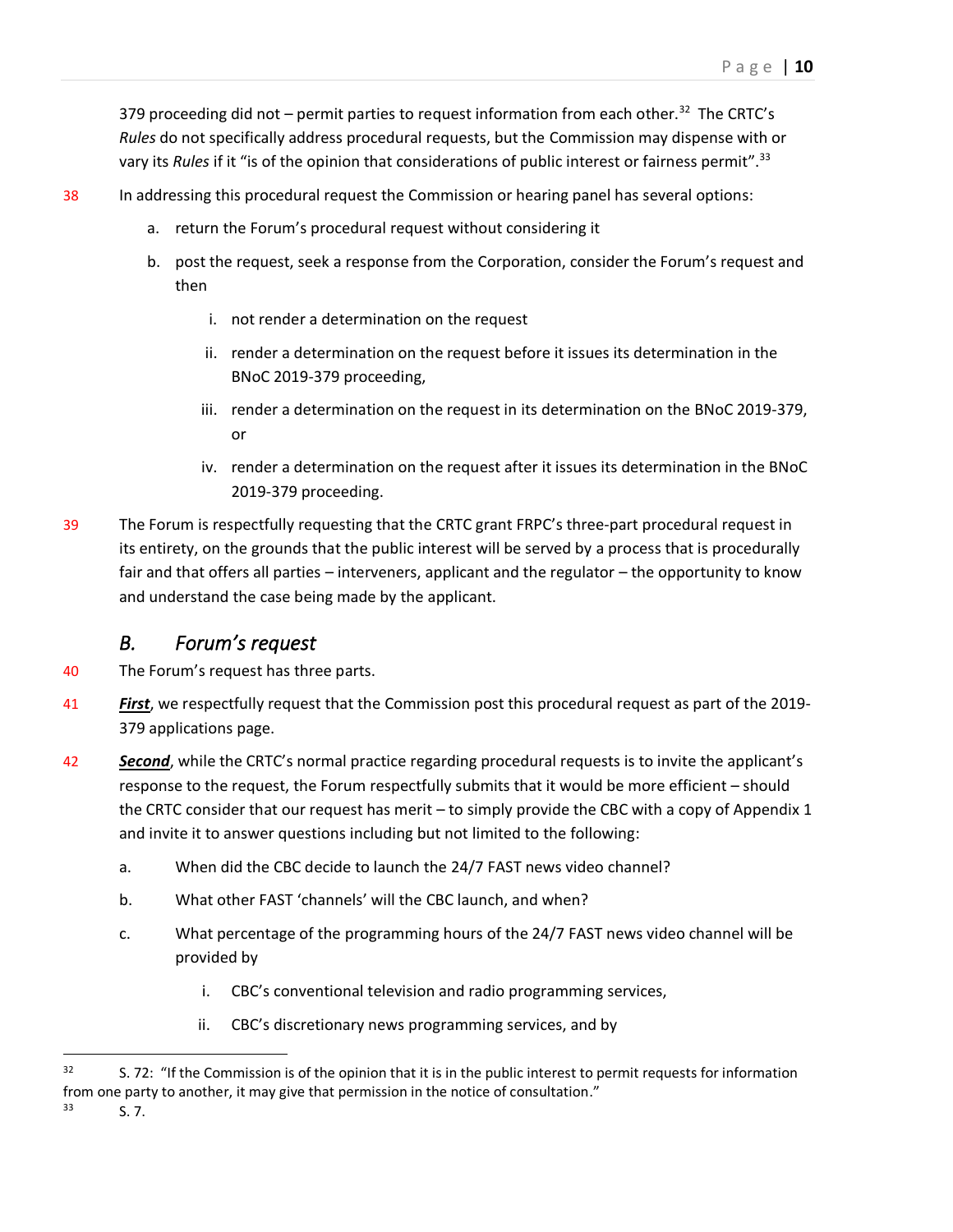379 proceeding did not – permit parties to request information from each other.[32] The CRTC's *Rules* do not specifically address procedural requests, but the Commission may dispense with or vary its *Rules* if it "is of the opinion that considerations of public interest or fairness permit".[33]

38 In addressing this procedural request the Commission or hearing panel has several options:

a. return the Forum's procedural request without considering it

b. post the request, seek a response from the Corporation, consider the Forum's request and then

   i. not render a determination on the request

   ii. render a determination on the request before it issues its determination in the BNoC 2019-379 proceeding,

   iii. render a determination on the request in its determination on the BNoC 2019-379, or

   iv. render a determination on the request after it issues its determination in the BNoC 2019-379 proceeding.

39 The Forum is respectfully requesting that the CRTC grant FRPC's three-part procedural request in its entirety, on the grounds that the public interest will be served by a process that is procedurally fair and that offers all parties – interveners, applicant and the regulator – the opportunity to know and understand the case being made by the applicant.

## *B. Forum's request*

40 The Forum's request has three parts.

41 ***First***, we respectfully request that the Commission post this procedural request as part of the 2019-379 applications page.

42 ***Second***, while the CRTC's normal practice regarding procedural requests is to invite the applicant's response to the request, the Forum respectfully submits that it would be more efficient – should the CRTC consider that our request has merit – to simply provide the CBC with a copy of Appendix 1 and invite it to answer questions including but not limited to the following:

a. When did the CBC decide to launch the 24/7 FAST news video channel?

b. What other FAST 'channels' will the CBC launch, and when?

c. What percentage of the programming hours of the 24/7 FAST news video channel will be provided by

   i. CBC's conventional television and radio programming services,

   ii. CBC's discretionary news programming services, and by

---

[32] S. 72: "If the Commission is of the opinion that it is in the public interest to permit requests for information from one party to another, it may give that permission in the notice of consultation."

[33] S. 7.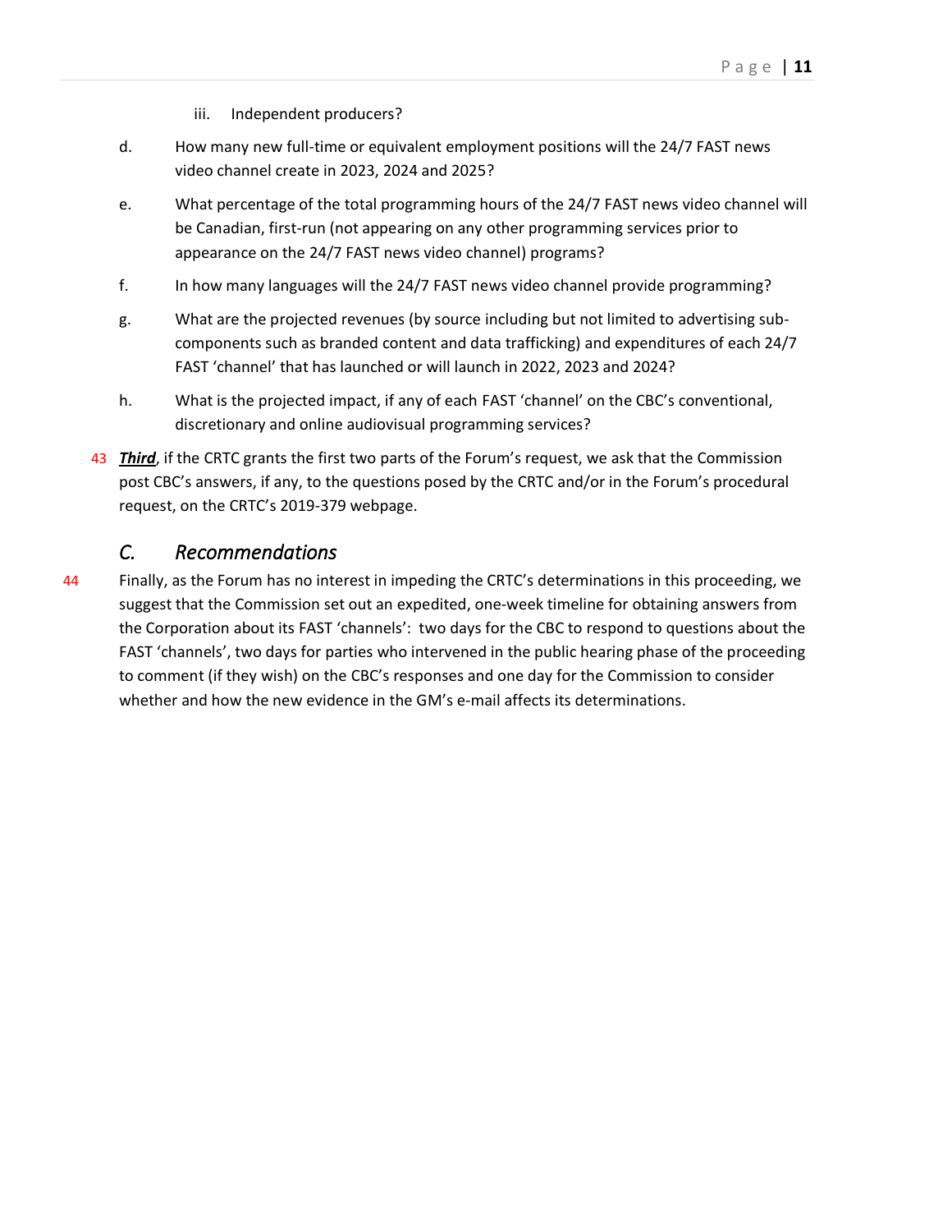iii. Independent producers?

d. How many new full-time or equivalent employment positions will the 24/7 FAST news video channel create in 2023, 2024 and 2025?

e. What percentage of the total programming hours of the 24/7 FAST news video channel will be Canadian, first-run (not appearing on any other programming services prior to appearance on the 24/7 FAST news video channel) programs?

f. In how many languages will the 24/7 FAST news video channel provide programming?

g. What are the projected revenues (by source including but not limited to advertising sub-components such as branded content and data trafficking) and expenditures of each 24/7 FAST 'channel' that has launched or will launch in 2022, 2023 and 2024?

h. What is the projected impact, if any of each FAST 'channel' on the CBC's conventional, discretionary and online audiovisual programming services?

43 ***Third***, if the CRTC grants the first two parts of the Forum's request, we ask that the Commission post CBC's answers, if any, to the questions posed by the CRTC and/or in the Forum's procedural request, on the CRTC's 2019-379 webpage.

## *C. Recommendations*

44 Finally, as the Forum has no interest in impeding the CRTC's determinations in this proceeding, we suggest that the Commission set out an expedited, one-week timeline for obtaining answers from the Corporation about its FAST 'channels': two days for the CBC to respond to questions about the FAST 'channels', two days for parties who intervened in the public hearing phase of the proceeding to comment (if they wish) on the CBC's responses and one day for the Commission to consider whether and how the new evidence in the GM's e-mail affects its determinations.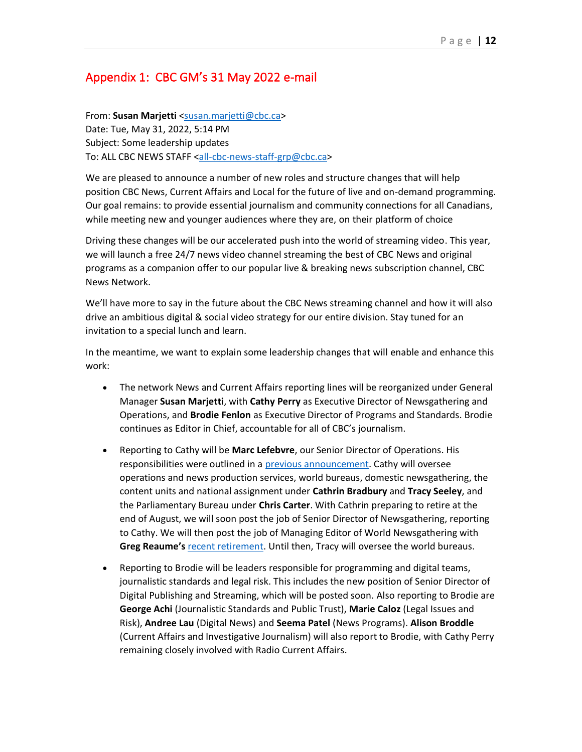## Appendix 1: CBC GM's 31 May 2022 e-mail

From: **Susan Marjetti** <susan.marjetti@cbc.ca>
Date: Tue, May 31, 2022, 5:14 PM
Subject: Some leadership updates
To: ALL CBC NEWS STAFF <all-cbc-news-staff-grp@cbc.ca>

We are pleased to announce a number of new roles and structure changes that will help position CBC News, Current Affairs and Local for the future of live and on-demand programming. Our goal remains: to provide essential journalism and community connections for all Canadians, while meeting new and younger audiences where they are, on their platform of choice

Driving these changes will be our accelerated push into the world of streaming video. This year, we will launch a free 24/7 news video channel streaming the best of CBC News and original programs as a companion offer to our popular live & breaking news subscription channel, CBC News Network.

We'll have more to say in the future about the CBC News streaming channel and how it will also drive an ambitious digital & social video strategy for our entire division. Stay tuned for an invitation to a special lunch and learn.

In the meantime, we want to explain some leadership changes that will enable and enhance this work:

- The network News and Current Affairs reporting lines will be reorganized under General Manager **Susan Marjetti**, with **Cathy Perry** as Executive Director of Newsgathering and Operations, and **Brodie Fenlon** as Executive Director of Programs and Standards. Brodie continues as Editor in Chief, accountable for all of CBC's journalism.

- Reporting to Cathy will be **Marc Lefebvre**, our Senior Director of Operations. His responsibilities were outlined in a previous announcement. Cathy will oversee operations and news production services, world bureaus, domestic newsgathering, the content units and national assignment under **Cathrin Bradbury** and **Tracy Seeley**, and the Parliamentary Bureau under **Chris Carter**. With Cathrin preparing to retire at the end of August, we will soon post the job of Senior Director of Newsgathering, reporting to Cathy. We will then post the job of Managing Editor of World Newsgathering with **Greg Reaume's** recent retirement. Until then, Tracy will oversee the world bureaus.

- Reporting to Brodie will be leaders responsible for programming and digital teams, journalistic standards and legal risk. This includes the new position of Senior Director of Digital Publishing and Streaming, which will be posted soon. Also reporting to Brodie are **George Achi** (Journalistic Standards and Public Trust), **Marie Caloz** (Legal Issues and Risk), **Andree Lau** (Digital News) and **Seema Patel** (News Programs). **Alison Broddle** (Current Affairs and Investigative Journalism) will also report to Brodie, with Cathy Perry remaining closely involved with Radio Current Affairs.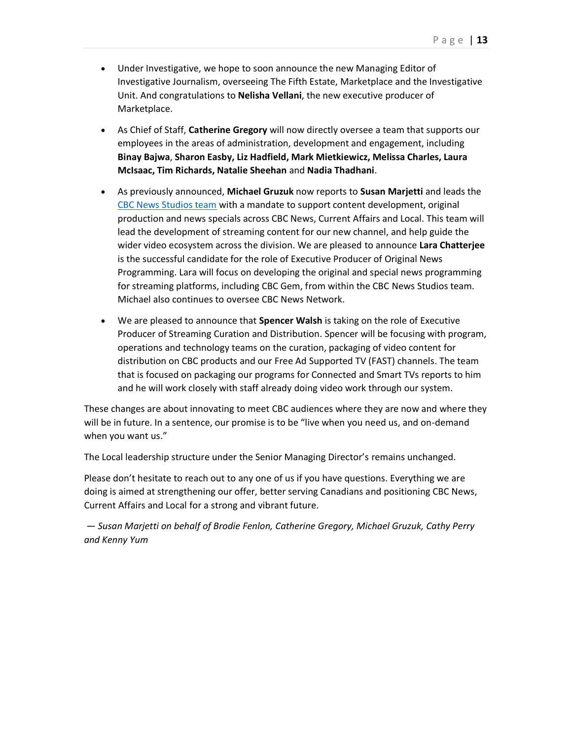- Under Investigative, we hope to soon announce the new Managing Editor of Investigative Journalism, overseeing The Fifth Estate, Marketplace and the Investigative Unit. And congratulations to **Nelisha Vellani**, the new executive producer of Marketplace.

- As Chief of Staff, **Catherine Gregory** will now directly oversee a team that supports our employees in the areas of administration, development and engagement, including **Binay Bajwa**, **Sharon Easby, Liz Hadfield, Mark Mietkiewicz, Melissa Charles, Laura McIsaac, Tim Richards, Natalie Sheehan** and **Nadia Thadhani**.

- As previously announced, **Michael Gruzuk** now reports to **Susan Marjetti** and leads the CBC News Studios team with a mandate to support content development, original production and news specials across CBC News, Current Affairs and Local. This team will lead the development of streaming content for our new channel, and help guide the wider video ecosystem across the division. We are pleased to announce **Lara Chatterjee** is the successful candidate for the role of Executive Producer of Original News Programming. Lara will focus on developing the original and special news programming for streaming platforms, including CBC Gem, from within the CBC News Studios team. Michael also continues to oversee CBC News Network.

- We are pleased to announce that **Spencer Walsh** is taking on the role of Executive Producer of Streaming Curation and Distribution. Spencer will be focusing with program, operations and technology teams on the curation, packaging of video content for distribution on CBC products and our Free Ad Supported TV (FAST) channels. The team that is focused on packaging our programs for Connected and Smart TVs reports to him and he will work closely with staff already doing video work through our system.

These changes are about innovating to meet CBC audiences where they are now and where they will be in future. In a sentence, our promise is to be "live when you need us, and on-demand when you want us."

The Local leadership structure under the Senior Managing Director's remains unchanged.

Please don't hesitate to reach out to any one of us if you have questions. Everything we are doing is aimed at strengthening our offer, better serving Canadians and positioning CBC News, Current Affairs and Local for a strong and vibrant future.

*— Susan Marjetti on behalf of Brodie Fenlon, Catherine Gregory, Michael Gruzuk, Cathy Perry and Kenny Yum*